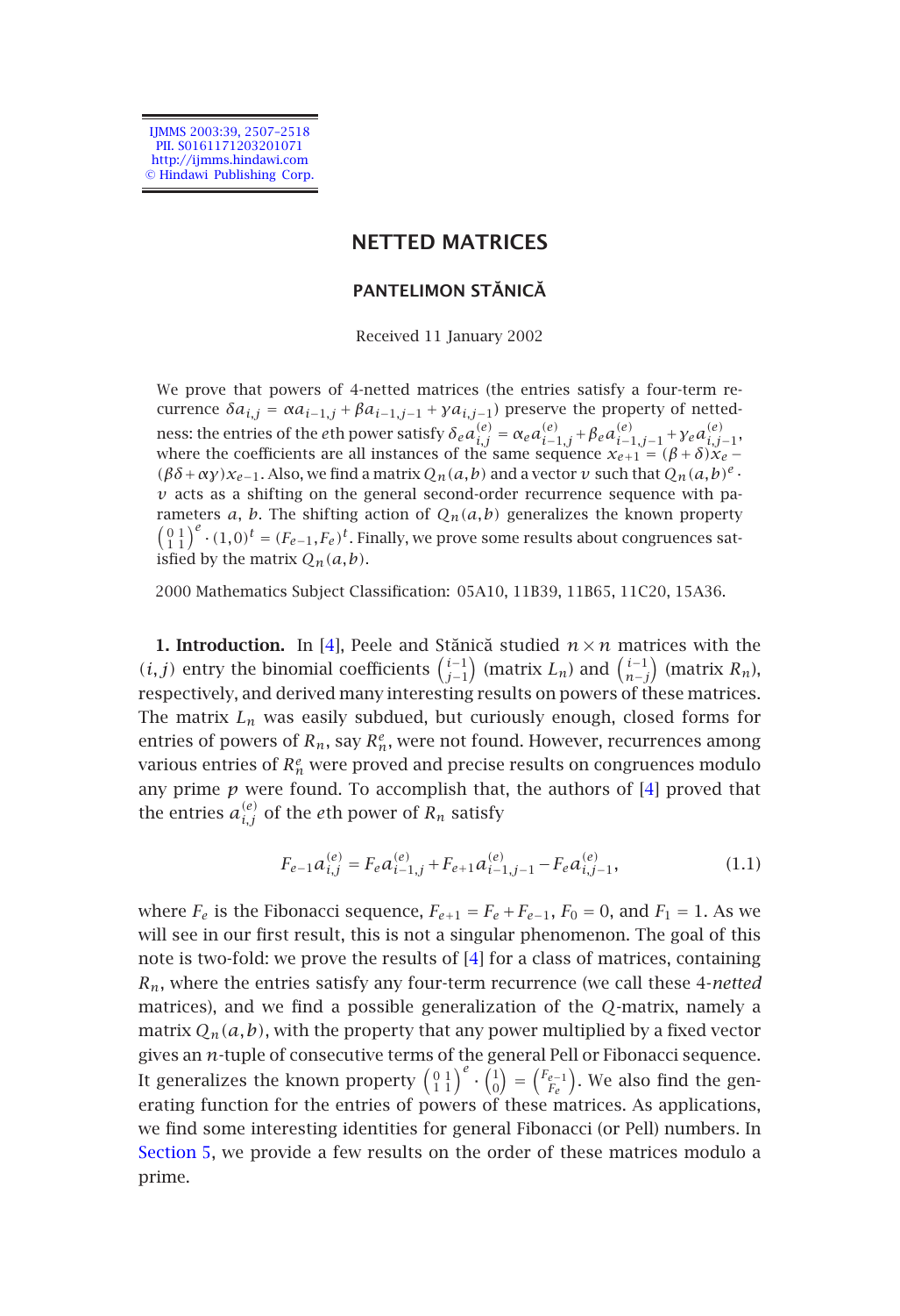# NETTED MATRICES

**PANTELIMON STĂNICĂ**

Received 11 January 2002

We prove that powers of 4-netted matrices (the entries satisfy a four-term recurrence $\delta a_{i,j} = \alpha a_{i-1,j} + \beta a_{i-1,j-1} + \gamma a_{i,j-1}$) preserve the property of nettedness: the entries of the $e$th power satisfy $\delta_e a_{i,j}^{(e)} = \alpha_e a_{i-1,j}^{(e)} + \beta_e a_{i-1,j-1}^{(e)} + \gamma_e a_{i,j-1}^{(e)}$, where the coefficients are all instances of the same sequence $x_{e+1} = (\beta+\delta)x_e - (\beta\delta + \alpha\gamma)x_{e-1}$. Also, we find a matrix $Q_n(a,b)$ and a vector $v$ such that $Q_n(a,b)^e \cdot v$ acts as a shifting on the general second-order recurrence sequence with parameters $a$, $b$. The shifting action of $Q_n(a,b)$ generalizes the known property $\begin{pmatrix} 0 & 1 \\ 1 & 1 \end{pmatrix}^e \cdot (1,0)^t = (F_{e-1}, F_e)^t$. Finally, we prove some results about congruences satisfied by the matrix $Q_n(a,b)$.

2000 Mathematics Subject Classification: 05A10, 11B39, 11B65, 11C20, 15A36.

**1. Introduction.** In [4], Peele and Stănică studied $n \times n$ matrices with the $(i,j)$ entry the binomial coefficients $\binom{i-1}{j-1}$ (matrix $L_n$) and $\binom{i-1}{n-j}$ (matrix $R_n$), respectively, and derived many interesting results on powers of these matrices. The matrix $L_n$ was easily subdued, but curiously enough, closed forms for entries of powers of $R_n$, say $R_n^e$, were not found. However, recurrences among various entries of $R_n^e$ were proved and precise results on congruences modulo any prime $p$ were found. To accomplish that, the authors of [4] proved that the entries $a_{i,j}^{(e)}$ of the $e$th power of $R_n$ satisfy

$$F_{e-1} a_{i,j}^{(e)} = F_e a_{i-1,j}^{(e)} + F_{e+1} a_{i-1,j-1}^{(e)} - F_e a_{i,j-1}^{(e)}, \tag{1.1}$$

where $F_e$ is the Fibonacci sequence, $F_{e+1} = F_e + F_{e-1}$, $F_0 = 0$, and $F_1 = 1$. As we will see in our first result, this is not a singular phenomenon. The goal of this note is two-fold: we prove the results of [4] for a class of matrices, containing $R_n$, where the entries satisfy any four-term recurrence (we call these *4-netted* matrices), and we find a possible generalization of the $Q$-matrix, namely a matrix $Q_n(a,b)$, with the property that any power multiplied by a fixed vector gives an $n$-tuple of consecutive terms of the general Pell or Fibonacci sequence. It generalizes the known property $\begin{pmatrix} 0 & 1 \\ 1 & 1 \end{pmatrix}^e \cdot \begin{pmatrix} 1 \\ 0 \end{pmatrix} = \begin{pmatrix} F_{e-1} \\ F_e \end{pmatrix}$. We also find the generating function for the entries of powers of these matrices. As applications, we find some interesting identities for general Fibonacci (or Pell) numbers. In Section 5, we provide a few results on the order of these matrices modulo a prime.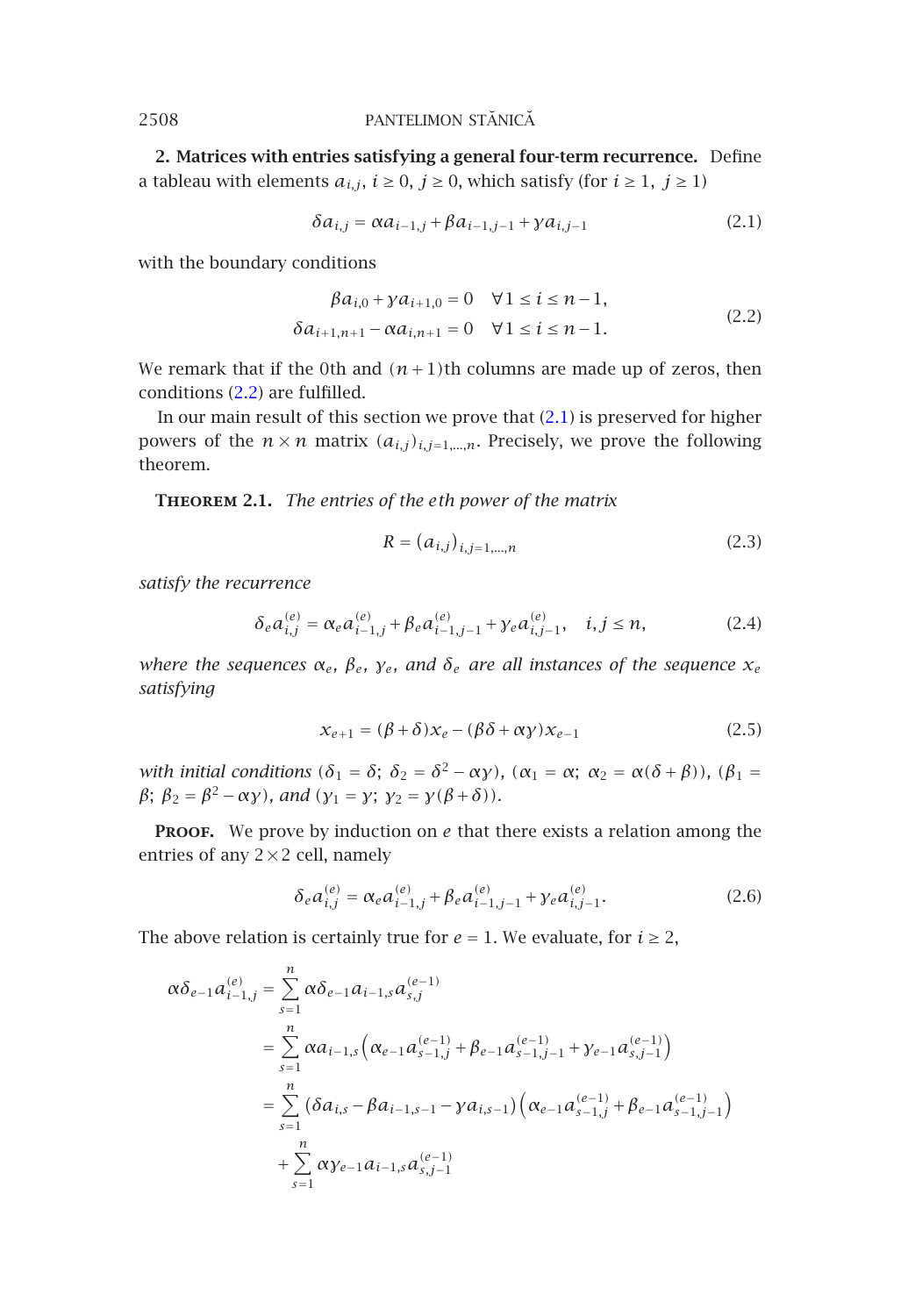**2. Matrices with entries satisfying a general four-term recurrence.** Define a tableau with elements $a_{i,j}$, $i \geq 0$, $j \geq 0$, which satisfy (for $i \geq 1$, $j \geq 1$)

$$\delta a_{i,j} = \alpha a_{i-1,j} + \beta a_{i-1,j-1} + \gamma a_{i,j-1} \tag{2.1}$$

with the boundary conditions

$$\begin{aligned} \beta a_{i,0} + \gamma a_{i+1,0} &= 0 \quad \forall 1 \leq i \leq n-1, \\ \delta a_{i+1,n+1} - \alpha a_{i,n+1} &= 0 \quad \forall 1 \leq i \leq n-1. \end{aligned} \tag{2.2}$$

We remark that if the 0th and $(n+1)$th columns are made up of zeros, then conditions (2.2) are fulfilled.

In our main result of this section we prove that (2.1) is preserved for higher powers of the $n \times n$ matrix $(a_{i,j})_{i,j=1,\ldots,n}$. Precisely, we prove the following theorem.

**Theorem 2.1.** *The entries of the $e$th power of the matrix*

$$R = (a_{i,j})_{i,j=1,\ldots,n} \tag{2.3}$$

*satisfy the recurrence*

$$\delta_e a_{i,j}^{(e)} = \alpha_e a_{i-1,j}^{(e)} + \beta_e a_{i-1,j-1}^{(e)} + \gamma_e a_{i,j-1}^{(e)}, \quad i,j \leq n, \tag{2.4}$$

*where the sequences $\alpha_e$, $\beta_e$, $\gamma_e$, and $\delta_e$ are all instances of the sequence $x_e$ satisfying*

$$x_{e+1} = (\beta + \delta) x_e - (\beta\delta + \alpha\gamma) x_{e-1} \tag{2.5}$$

*with initial conditions ($\delta_1 = \delta$; $\delta_2 = \delta^2 - \alpha\gamma$), ($\alpha_1 = \alpha$; $\alpha_2 = \alpha(\delta + \beta)$), ($\beta_1 = \beta$; $\beta_2 = \beta^2 - \alpha\gamma$), and ($\gamma_1 = \gamma$; $\gamma_2 = \gamma(\beta + \delta)$).*

**Proof.** We prove by induction on $e$ that there exists a relation among the entries of any $2 \times 2$ cell, namely

$$\delta_e a_{i,j}^{(e)} = \alpha_e a_{i-1,j}^{(e)} + \beta_e a_{i-1,j-1}^{(e)} + \gamma_e a_{i,j-1}^{(e)}. \tag{2.6}$$

The above relation is certainly true for $e = 1$. We evaluate, for $i \geq 2$,

$$\begin{aligned} \alpha\delta_{e-1} a_{i-1,j}^{(e)} &= \sum_{s=1}^{n} \alpha\delta_{e-1} a_{i-1,s} a_{s,j}^{(e-1)} \\ &= \sum_{s=1}^{n} \alpha a_{i-1,s} \left( \alpha_{e-1} a_{s-1,j}^{(e-1)} + \beta_{e-1} a_{s-1,j-1}^{(e-1)} + \gamma_{e-1} a_{s,j-1}^{(e-1)} \right) \\ &= \sum_{s=1}^{n} \left( \delta a_{i,s} - \beta a_{i-1,s-1} - \gamma a_{i,s-1} \right) \left( \alpha_{e-1} a_{s-1,j}^{(e-1)} + \beta_{e-1} a_{s-1,j-1}^{(e-1)} \right) \\ &\quad + \sum_{s=1}^{n} \alpha\gamma_{e-1} a_{i-1,s} a_{s,j-1}^{(e-1)} \end{aligned}$$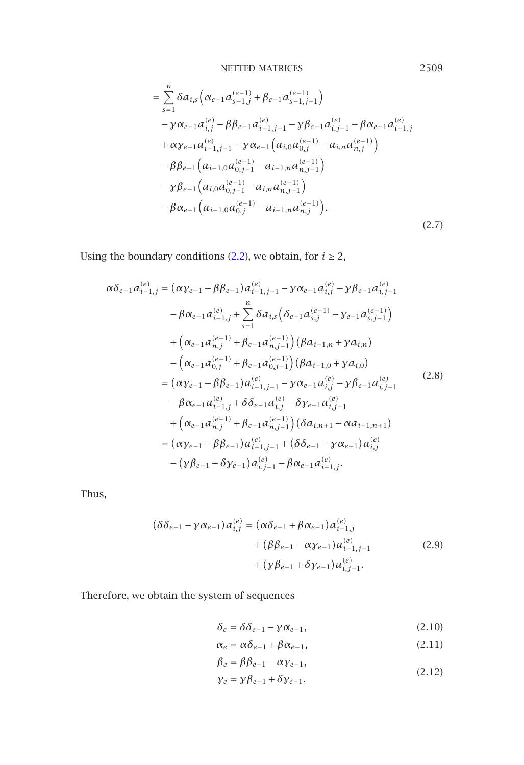$$
\begin{aligned}
&= \sum_{s=1}^{n} \delta a_{i,s}\left(\alpha_{e-1} a_{s-1,j}^{(e-1)} + \beta_{e-1} a_{s-1,j-1}^{(e-1)}\right) \\
&\quad - \gamma\alpha_{e-1} a_{i,j}^{(e)} - \beta\beta_{e-1} a_{i-1,j-1}^{(e)} - \gamma\beta_{e-1} a_{i,j-1}^{(e)} - \beta\alpha_{e-1} a_{i-1,j}^{(e)} \\
&\quad + \alpha\gamma_{e-1} a_{i-1,j-1}^{(e)} - \gamma\alpha_{e-1}\left(a_{i,0} a_{0,j}^{(e-1)} - a_{i,n} a_{n,j}^{(e-1)}\right) \\
&\quad - \beta\beta_{e-1}\left(a_{i-1,0} a_{0,j-1}^{(e-1)} - a_{i-1,n} a_{n,j-1}^{(e-1)}\right) \\
&\quad - \gamma\beta_{e-1}\left(a_{i,0} a_{0,j-1}^{(e-1)} - a_{i,n} a_{n,j-1}^{(e-1)}\right) \\
&\quad - \beta\alpha_{e-1}\left(a_{i-1,0} a_{0,j}^{(e-1)} - a_{i-1,n} a_{n,j}^{(e-1)}\right).
\end{aligned}
\tag{2.7}
$$

Using the boundary conditions (2.2), we obtain, for $i \geq 2$,

$$
\begin{aligned}
\alpha\delta_{e-1} a_{i-1,j}^{(e)} &= \left(\alpha\gamma_{e-1} - \beta\beta_{e-1}\right) a_{i-1,j-1}^{(e)} - \gamma\alpha_{e-1} a_{i,j}^{(e)} - \gamma\beta_{e-1} a_{i,j-1}^{(e)} \\
&\quad - \beta\alpha_{e-1} a_{i-1,j}^{(e)} + \sum_{s=1}^{n} \delta a_{i,s}\left(\delta_{e-1} a_{s,j}^{(e-1)} - \gamma_{e-1} a_{s,j-1}^{(e-1)}\right) \\
&\quad + \left(\alpha_{e-1} a_{n,j}^{(e-1)} + \beta_{e-1} a_{n,j-1}^{(e-1)}\right)\left(\beta a_{i-1,n} + \gamma a_{i,n}\right) \\
&\quad - \left(\alpha_{e-1} a_{0,j}^{(e-1)} + \beta_{e-1} a_{0,j-1}^{(e-1)}\right)\left(\beta a_{i-1,0} + \gamma a_{i,0}\right) \\
&= \left(\alpha\gamma_{e-1} - \beta\beta_{e-1}\right) a_{i-1,j-1}^{(e)} - \gamma\alpha_{e-1} a_{i,j}^{(e)} - \gamma\beta_{e-1} a_{i,j-1}^{(e)} \\
&\quad - \beta\alpha_{e-1} a_{i-1,j}^{(e)} + \delta\delta_{e-1} a_{i,j}^{(e)} - \delta\gamma_{e-1} a_{i,j-1}^{(e)} \\
&\quad + \left(\alpha_{e-1} a_{n,j}^{(e-1)} + \beta_{e-1} a_{n,j-1}^{(e-1)}\right)\left(\delta a_{i,n+1} - \alpha a_{i-1,n+1}\right) \\
&= \left(\alpha\gamma_{e-1} - \beta\beta_{e-1}\right) a_{i-1,j-1}^{(e)} + \left(\delta\delta_{e-1} - \gamma\alpha_{e-1}\right) a_{i,j}^{(e)} \\
&\quad - \left(\gamma\beta_{e-1} + \delta\gamma_{e-1}\right) a_{i,j-1}^{(e)} - \beta\alpha_{e-1} a_{i-1,j}^{(e)}.
\end{aligned}
\tag{2.8}
$$

Thus,

$$
\begin{aligned}
\left(\delta\delta_{e-1} - \gamma\alpha_{e-1}\right) a_{i,j}^{(e)} &= \left(\alpha\delta_{e-1} + \beta\alpha_{e-1}\right) a_{i-1,j}^{(e)} \\
&\quad + \left(\beta\beta_{e-1} - \alpha\gamma_{e-1}\right) a_{i-1,j-1}^{(e)} \\
&\quad + \left(\gamma\beta_{e-1} + \delta\gamma_{e-1}\right) a_{i,j-1}^{(e)}.
\end{aligned}
\tag{2.9}
$$

Therefore, we obtain the system of sequences

$$
\delta_e = \delta\delta_{e-1} - \gamma\alpha_{e-1}, \tag{2.10}
$$

$$
\alpha_e = \alpha\delta_{e-1} + \beta\alpha_{e-1}, \tag{2.11}
$$

$$
\begin{aligned}
\beta_e &= \beta\beta_{e-1} - \alpha\gamma_{e-1}, \\
\gamma_e &= \gamma\beta_{e-1} + \delta\gamma_{e-1}.
\end{aligned}
\tag{2.12}
$$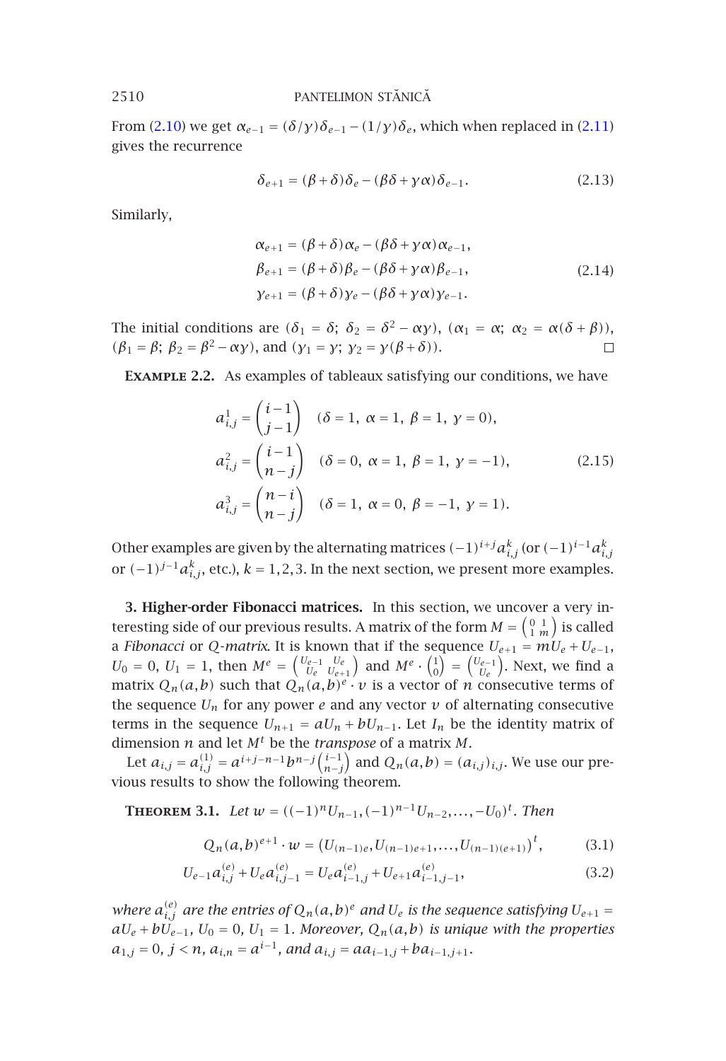From (2.10) we get $\alpha_{e-1} = (\delta/\gamma)\delta_{e-1} - (1/\gamma)\delta_e$, which when replaced in (2.11) gives the recurrence

$$\delta_{e+1} = (\beta+\delta)\delta_e - (\beta\delta+\gamma\alpha)\delta_{e-1}. \tag{2.13}$$

Similarly,

$$\begin{aligned}
\alpha_{e+1} &= (\beta+\delta)\alpha_e - (\beta\delta+\gamma\alpha)\alpha_{e-1},\\
\beta_{e+1} &= (\beta+\delta)\beta_e - (\beta\delta+\gamma\alpha)\beta_{e-1},\\
\gamma_{e+1} &= (\beta+\delta)\gamma_e - (\beta\delta+\gamma\alpha)\gamma_{e-1}.
\end{aligned} \tag{2.14}$$

The initial conditions are ($\delta_1 = \delta$; $\delta_2 = \delta^2 - \alpha\gamma$), ($\alpha_1 = \alpha$; $\alpha_2 = \alpha(\delta+\beta)$), ($\beta_1 = \beta$; $\beta_2 = \beta^2 - \alpha\gamma$), and ($\gamma_1 = \gamma$; $\gamma_2 = \gamma(\beta+\delta)$). □

**Example 2.2.** As examples of tableaux satisfying our conditions, we have

$$\begin{aligned}
a^1_{i,j} &= \binom{i-1}{j-1} \quad (\delta = 1,\ \alpha = 1,\ \beta = 1,\ \gamma = 0),\\
a^2_{i,j} &= \binom{i-1}{n-j} \quad (\delta = 0,\ \alpha = 1,\ \beta = 1,\ \gamma = -1),\\
a^3_{i,j} &= \binom{n-i}{n-j} \quad (\delta = 1,\ \alpha = 0,\ \beta = -1,\ \gamma = 1).
\end{aligned} \tag{2.15}$$

Other examples are given by the alternating matrices $(-1)^{i+j}a^k_{i,j}$ (or $(-1)^{i-1}a^k_{i,j}$ or $(-1)^{j-1}a^k_{i,j}$, etc.), $k = 1,2,3$. In the next section, we present more examples.

## 3. Higher-order Fibonacci matrices.

In this section, we uncover a very interesting side of our previous results. A matrix of the form $M = \begin{pmatrix} 0 & 1 \\ 1 & m \end{pmatrix}$ is called a *Fibonacci* or *Q-matrix*. It is known that if the sequence $U_{e+1} = mU_e + U_{e-1}$, $U_0 = 0$, $U_1 = 1$, then $M^e = \begin{pmatrix} U_{e-1} & U_e \\ U_e & U_{e+1} \end{pmatrix}$ and $M^e \cdot \begin{pmatrix} 1 \\ 0 \end{pmatrix} = \begin{pmatrix} U_{e-1} \\ U_e \end{pmatrix}$. Next, we find a matrix $Q_n(a,b)$ such that $Q_n(a,b)^e \cdot v$ is a vector of $n$ consecutive terms of the sequence $U_n$ for any power $e$ and any vector $v$ of alternating consecutive terms in the sequence $U_{n+1} = aU_n + bU_{n-1}$. Let $I_n$ be the identity matrix of dimension $n$ and let $M^t$ be the *transpose* of a matrix $M$.

Let $a_{i,j} = a^{(1)}_{i,j} = a^{i+j-n-1}b^{n-j}\binom{i-1}{n-j}$ and $Q_n(a,b) = (a_{i,j})_{i,j}$. We use our previous results to show the following theorem.

**Theorem 3.1.** *Let $w = ((-1)^n U_{n-1}, (-1)^{n-1}U_{n-2}, \dots, -U_0)^t$. Then*

$$Q_n(a,b)^{e+1} \cdot w = \left(U_{(n-1)e}, U_{(n-1)e+1}, \dots, U_{(n-1)(e+1)}\right)^t, \tag{3.1}$$

$$U_{e-1}a^{(e)}_{i,j} + U_e a^{(e)}_{i,j-1} = U_e a^{(e)}_{i-1,j} + U_{e+1}a^{(e)}_{i-1,j-1}, \tag{3.2}$$

*where $a^{(e)}_{i,j}$ are the entries of $Q_n(a,b)^e$ and $U_e$ is the sequence satisfying $U_{e+1} = aU_e + bU_{e-1}$, $U_0 = 0$, $U_1 = 1$. Moreover, $Q_n(a,b)$ is unique with the properties $a_{1,j} = 0$, $j < n$, $a_{i,n} = a^{i-1}$, and $a_{i,j} = aa_{i-1,j} + ba_{i-1,j+1}$.*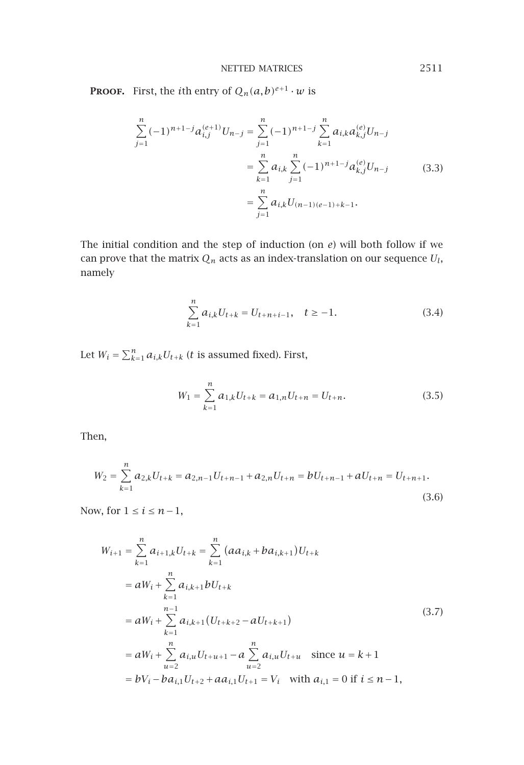**Proof.** First, the $i$th entry of $Q_n(a,b)^{e+1} \cdot w$ is

$$
\begin{aligned}
\sum_{j=1}^{n} (-1)^{n+1-j} a_{i,j}^{(e+1)} U_{n-j} &= \sum_{j=1}^{n} (-1)^{n+1-j} \sum_{k=1}^{n} a_{i,k} a_{k,j}^{(e)} U_{n-j} \\
&= \sum_{k=1}^{n} a_{i,k} \sum_{j=1}^{n} (-1)^{n+1-j} a_{k,j}^{(e)} U_{n-j} \\
&= \sum_{j=1}^{n} a_{i,k} U_{(n-1)(e-1)+k-1}.
\end{aligned}
\tag{3.3}
$$

The initial condition and the step of induction (on $e$) will both follow if we can prove that the matrix $Q_n$ acts as an index-translation on our sequence $U_l$, namely

$$
\sum_{k=1}^{n} a_{i,k} U_{t+k} = U_{t+n+i-1}, \quad t \geq -1. \tag{3.4}
$$

Let $W_i = \sum_{k=1}^{n} a_{i,k} U_{t+k}$ ($t$ is assumed fixed). First,

$$
W_1 = \sum_{k=1}^{n} a_{1,k} U_{t+k} = a_{1,n} U_{t+n} = U_{t+n}. \tag{3.5}
$$

Then,

$$
W_2 = \sum_{k=1}^{n} a_{2,k} U_{t+k} = a_{2,n-1} U_{t+n-1} + a_{2,n} U_{t+n} = bU_{t+n-1} + aU_{t+n} = U_{t+n+1}. \tag{3.6}
$$

Now, for $1 \leq i \leq n-1$,

$$
\begin{aligned}
W_{i+1} &= \sum_{k=1}^{n} a_{i+1,k} U_{t+k} = \sum_{k=1}^{n} (a a_{i,k} + b a_{i,k+1}) U_{t+k} \\
&= aW_i + \sum_{k=1}^{n} a_{i,k+1} b U_{t+k} \\
&= aW_i + \sum_{k=1}^{n-1} a_{i,k+1} (U_{t+k+2} - aU_{t+k+1}) \\
&= aW_i + \sum_{u=2}^{n} a_{i,u} U_{t+u+1} - a \sum_{u=2}^{n} a_{i,u} U_{t+u} \quad \text{since } u = k+1 \\
&= bV_i - b a_{i,1} U_{t+2} + a a_{i,1} U_{t+1} = V_i \quad \text{with } a_{i,1} = 0 \text{ if } i \leq n-1,
\end{aligned}
\tag{3.7}
$$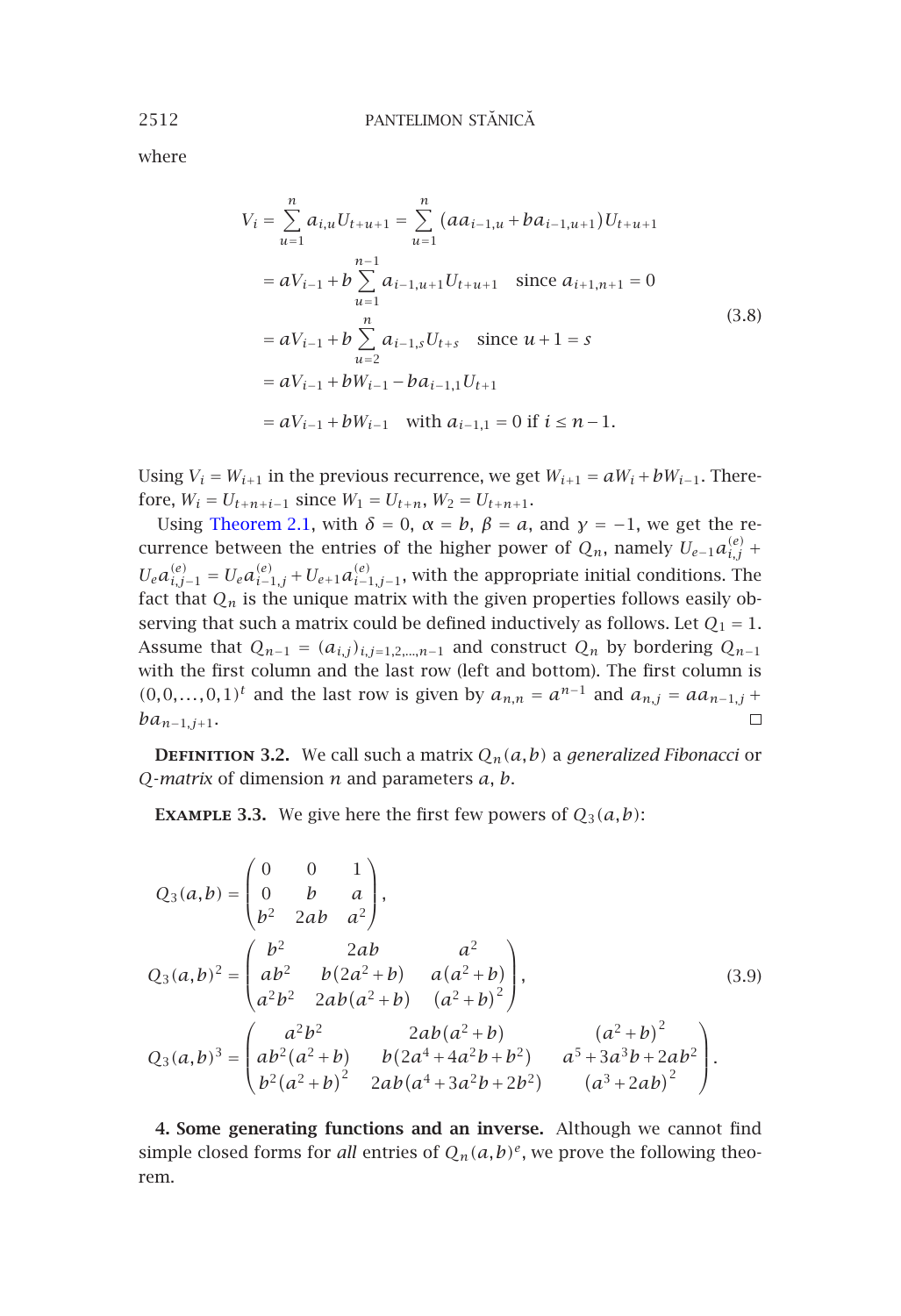where

$$
\begin{aligned}
V_i &= \sum_{u=1}^{n} a_{i,u} U_{t+u+1} = \sum_{u=1}^{n} \left( a a_{i-1,u} + b a_{i-1,u+1} \right) U_{t+u+1} \\
&= a V_{i-1} + b \sum_{u=1}^{n-1} a_{i-1,u+1} U_{t+u+1} \quad \text{since } a_{i+1,n+1} = 0 \\
&= a V_{i-1} + b \sum_{u=2}^{n} a_{i-1,s} U_{t+s} \quad \text{since } u+1 = s \\
&= a V_{i-1} + b W_{i-1} - b a_{i-1,1} U_{t+1} \\
&= a V_{i-1} + b W_{i-1} \quad \text{with } a_{i-1,1} = 0 \text{ if } i \le n-1.
\end{aligned}
\tag{3.8}
$$

Using $V_i = W_{i+1}$ in the previous recurrence, we get $W_{i+1} = aW_i + bW_{i-1}$. Therefore, $W_i = U_{t+n+i-1}$ since $W_1 = U_{t+n}$, $W_2 = U_{t+n+1}$.

Using Theorem 2.1, with $\delta = 0$, $\alpha = b$, $\beta = a$, and $\gamma = -1$, we get the recurrence between the entries of the higher power of $Q_n$, namely $U_{e-1}a_{i,j}^{(e)} + U_e a_{i,j-1}^{(e)} = U_e a_{i-1,j}^{(e)} + U_{e+1} a_{i-1,j-1}^{(e)}$, with the appropriate initial conditions. The fact that $Q_n$ is the unique matrix with the given properties follows easily observing that such a matrix could be defined inductively as follows. Let $Q_1 = 1$. Assume that $Q_{n-1} = (a_{i,j})_{i,j=1,2,\dots,n-1}$ and construct $Q_n$ by bordering $Q_{n-1}$ with the first column and the last row (left and bottom). The first column is $(0,0,\dots,0,1)^t$ and the last row is given by $a_{n,n} = a^{n-1}$ and $a_{n,j} = a a_{n-1,j} + b a_{n-1,j+1}$. □

**Definition 3.2.** We call such a matrix $Q_n(a,b)$ a *generalized Fibonacci* or *Q-matrix* of dimension $n$ and parameters $a$, $b$.

**Example 3.3.** We give here the first few powers of $Q_3(a,b)$:

$$
\begin{aligned}
Q_3(a,b) &= \begin{pmatrix} 0 & 0 & 1 \\ 0 & b & a \\ b^2 & 2ab & a^2 \end{pmatrix}, \\
Q_3(a,b)^2 &= \begin{pmatrix} b^2 & 2ab & a^2 \\ ab^2 & b(2a^2+b) & a(a^2+b) \\ a^2b^2 & 2ab(a^2+b) & (a^2+b)^2 \end{pmatrix}, \\
Q_3(a,b)^3 &= \begin{pmatrix} a^2b^2 & 2ab(a^2+b) & (a^2+b)^2 \\ ab^2(a^2+b) & b(2a^4+4a^2b+b^2) & a^5+3a^3b+2ab^2 \\ b^2(a^2+b)^2 & 2ab(a^4+3a^2b+2b^2) & (a^3+2ab)^2 \end{pmatrix}.
\end{aligned}
\tag{3.9}
$$

## 4. Some generating functions and an inverse.

Although we cannot find simple closed forms for *all* entries of $Q_n(a,b)^e$, we prove the following theorem.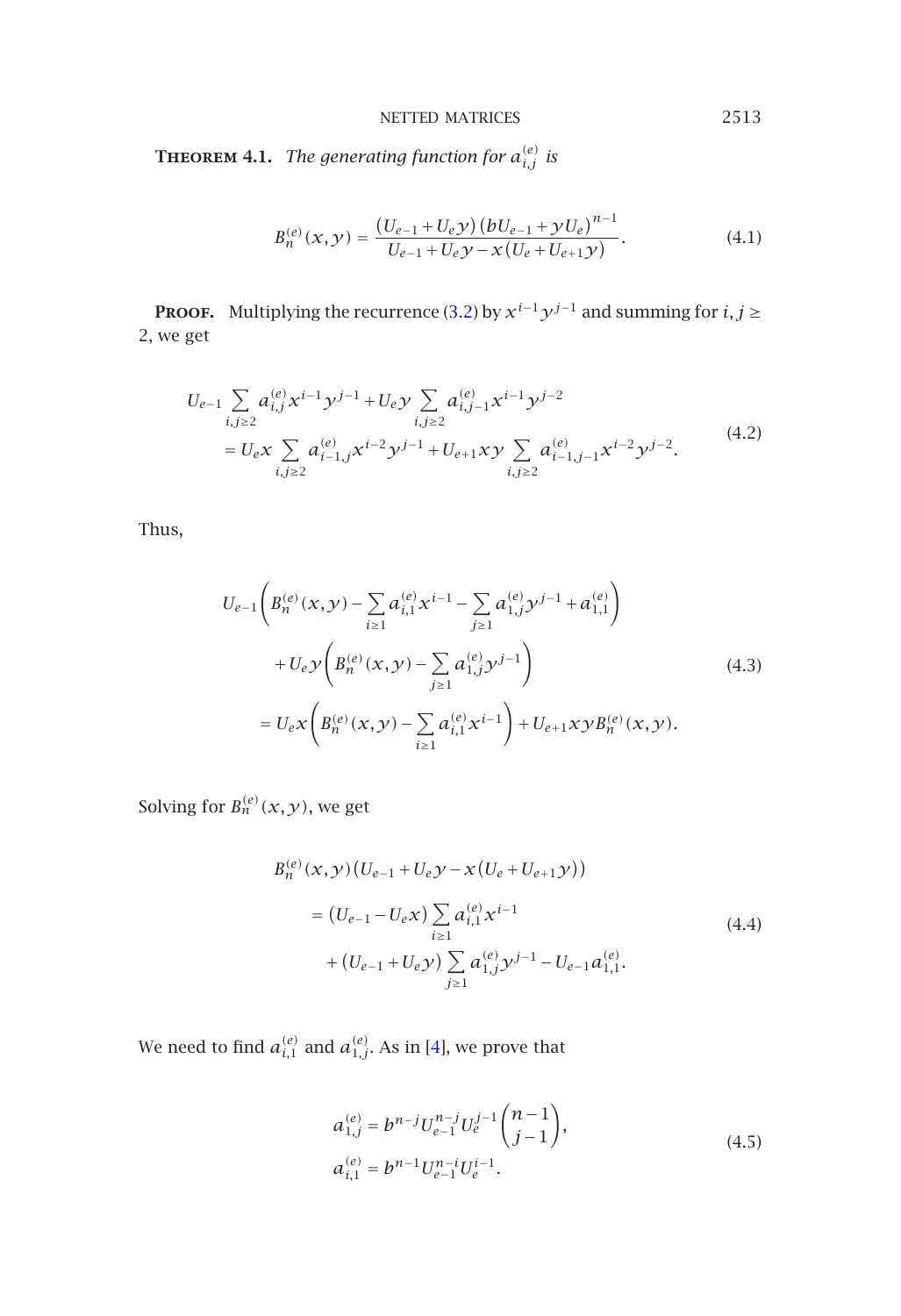**Theorem 4.1.** *The generating function for $a_{i,j}^{(e)}$ is*

$$B_n^{(e)}(x,y) = \frac{(U_{e-1}+U_e y)(bU_{e-1}+yU_e)^{n-1}}{U_{e-1}+U_e y - x(U_e+U_{e+1}y)}. \tag{4.1}$$

**Proof.** Multiplying the recurrence (3.2) by $x^{i-1}y^{j-1}$ and summing for $i,j \geq 2$, we get

$$\begin{aligned}
&U_{e-1}\sum_{i,j\geq 2} a_{i,j}^{(e)} x^{i-1}y^{j-1} + U_e y \sum_{i,j\geq 2} a_{i,j-1}^{(e)} x^{i-1}y^{j-2} \\
&\quad = U_e x \sum_{i,j\geq 2} a_{i-1,j}^{(e)} x^{i-2}y^{j-1} + U_{e+1}xy \sum_{i,j\geq 2} a_{i-1,j-1}^{(e)} x^{i-2}y^{j-2}.
\end{aligned} \tag{4.2}$$

Thus,

$$\begin{aligned}
&U_{e-1}\left(B_n^{(e)}(x,y) - \sum_{i\geq 1} a_{i,1}^{(e)} x^{i-1} - \sum_{j\geq 1} a_{1,j}^{(e)} y^{j-1} + a_{1,1}^{(e)}\right) \\
&\quad + U_e y \left(B_n^{(e)}(x,y) - \sum_{j\geq 1} a_{1,j}^{(e)} y^{j-1}\right) \\
&\quad = U_e x \left(B_n^{(e)}(x,y) - \sum_{i\geq 1} a_{i,1}^{(e)} x^{i-1}\right) + U_{e+1}xyB_n^{(e)}(x,y).
\end{aligned} \tag{4.3}$$

Solving for $B_n^{(e)}(x,y)$, we get

$$\begin{aligned}
&B_n^{(e)}(x,y)\left(U_{e-1}+U_e y - x(U_e+U_{e+1}y)\right) \\
&\quad = (U_{e-1}-U_e x)\sum_{i\geq 1} a_{i,1}^{(e)} x^{i-1} \\
&\quad\quad + (U_{e-1}+U_e y)\sum_{j\geq 1} a_{1,j}^{(e)} y^{j-1} - U_{e-1}a_{1,1}^{(e)}.
\end{aligned} \tag{4.4}$$

We need to find $a_{i,1}^{(e)}$ and $a_{1,j}^{(e)}$. As in [4], we prove that

$$\begin{aligned}
a_{1,j}^{(e)} &= b^{n-j}U_{e-1}^{n-j}U_e^{j-1}\binom{n-1}{j-1}, \\
a_{i,1}^{(e)} &= b^{n-1}U_{e-1}^{n-i}U_e^{i-1}.
\end{aligned} \tag{4.5}$$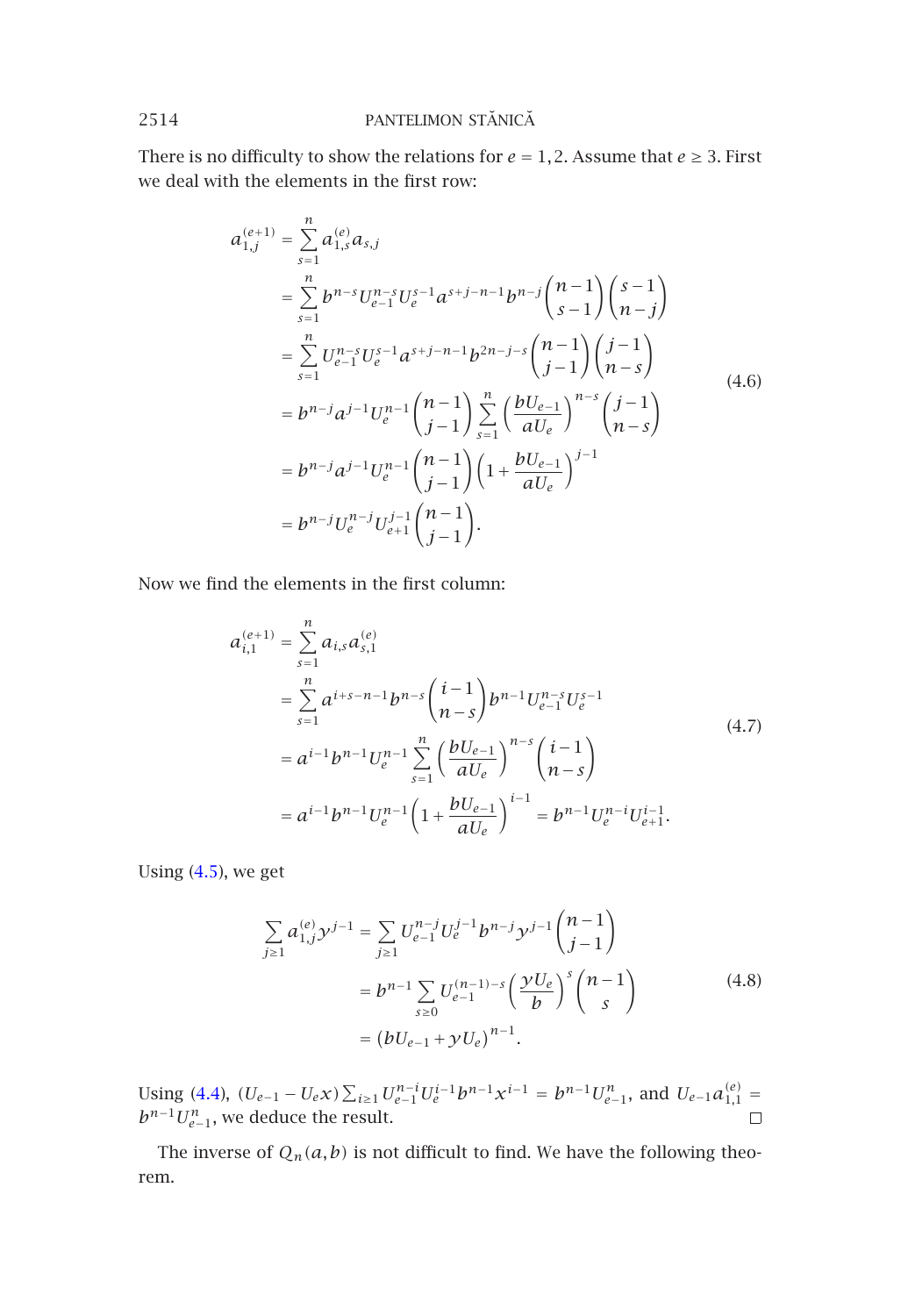There is no difficulty to show the relations for $e = 1, 2$. Assume that $e \geq 3$. First we deal with the elements in the first row:

$$
\begin{aligned}
a_{1,j}^{(e+1)} &= \sum_{s=1}^{n} a_{1,s}^{(e)} a_{s,j} \\
&= \sum_{s=1}^{n} b^{n-s} U_{e-1}^{n-s} U_e^{s-1} a^{s+j-n-1} b^{n-j} \binom{n-1}{s-1} \binom{s-1}{n-j} \\
&= \sum_{s=1}^{n} U_{e-1}^{n-s} U_e^{s-1} a^{s+j-n-1} b^{2n-j-s} \binom{n-1}{j-1} \binom{j-1}{n-s} \\
&= b^{n-j} a^{j-1} U_e^{n-1} \binom{n-1}{j-1} \sum_{s=1}^{n} \left( \frac{bU_{e-1}}{aU_e} \right)^{n-s} \binom{j-1}{n-s} \\
&= b^{n-j} a^{j-1} U_e^{n-1} \binom{n-1}{j-1} \left( 1 + \frac{bU_{e-1}}{aU_e} \right)^{j-1} \\
&= b^{n-j} U_e^{n-j} U_{e+1}^{j-1} \binom{n-1}{j-1}.
\end{aligned}
\tag{4.6}
$$

Now we find the elements in the first column:

$$
\begin{aligned}
a_{i,1}^{(e+1)} &= \sum_{s=1}^{n} a_{i,s} a_{s,1}^{(e)} \\
&= \sum_{s=1}^{n} a^{i+s-n-1} b^{n-s} \binom{i-1}{n-s} b^{n-1} U_{e-1}^{n-s} U_e^{s-1} \\
&= a^{i-1} b^{n-1} U_e^{n-1} \sum_{s=1}^{n} \left( \frac{bU_{e-1}}{aU_e} \right)^{n-s} \binom{i-1}{n-s} \\
&= a^{i-1} b^{n-1} U_e^{n-1} \left( 1 + \frac{bU_{e-1}}{aU_e} \right)^{i-1} = b^{n-1} U_e^{n-i} U_{e+1}^{i-1}.
\end{aligned}
\tag{4.7}
$$

Using (4.5), we get

$$
\begin{aligned}
\sum_{j \geq 1} a_{1,j}^{(e)} y^{j-1} &= \sum_{j \geq 1} U_{e-1}^{n-j} U_e^{j-1} b^{n-j} y^{j-1} \binom{n-1}{j-1} \\
&= b^{n-1} \sum_{s \geq 0} U_{e-1}^{(n-1)-s} \left( \frac{yU_e}{b} \right)^s \binom{n-1}{s} \\
&= \left( bU_{e-1} + yU_e \right)^{n-1}.
\end{aligned}
\tag{4.8}
$$

Using (4.4), $(U_{e-1} - U_e x) \sum_{i \geq 1} U_{e-1}^{n-i} U_e^{i-1} b^{n-1} x^{i-1} = b^{n-1} U_{e-1}^n$, and $U_{e-1} a_{1,1}^{(e)} = b^{n-1} U_{e-1}^n$, we deduce the result. $\square$

The inverse of $Q_n(a,b)$ is not difficult to find. We have the following theorem.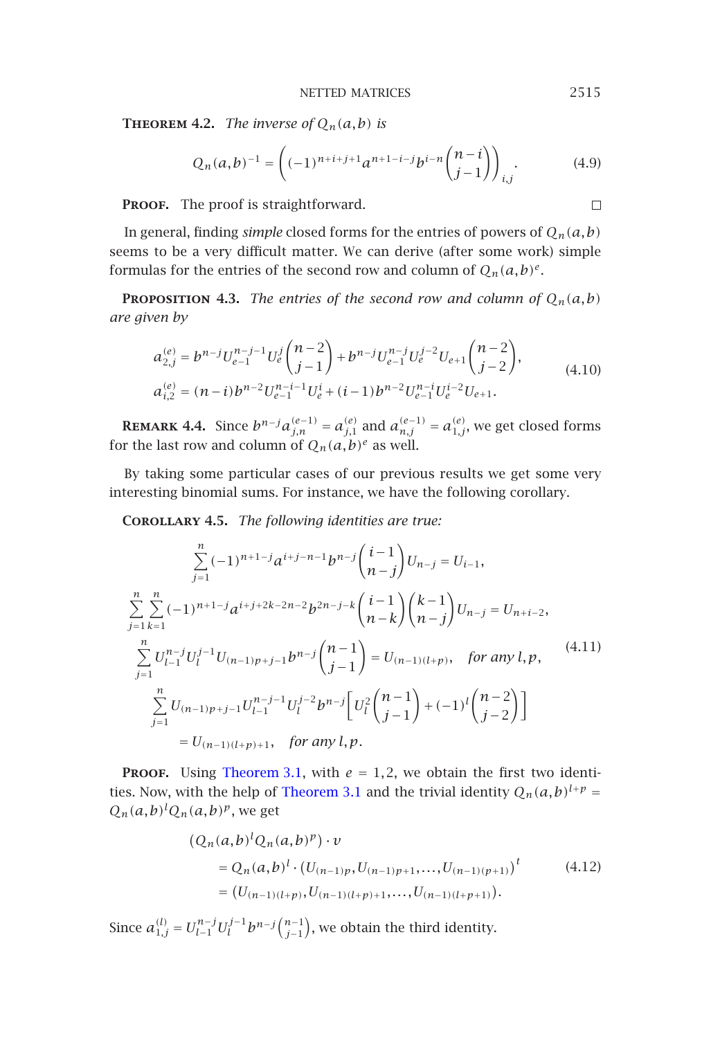**Theorem 4.2.** *The inverse of $Q_n(a,b)$ is*

$$Q_n(a,b)^{-1} = \left((-1)^{n+i+j+1}a^{n+1-i-j}b^{i-n}\binom{n-i}{j-1}\right)_{i,j}. \tag{4.9}$$

**Proof.** The proof is straightforward. □

In general, finding *simple* closed forms for the entries of powers of $Q_n(a,b)$ seems to be a very difficult matter. We can derive (after some work) simple formulas for the entries of the second row and column of $Q_n(a,b)^e$.

**Proposition 4.3.** *The entries of the second row and column of $Q_n(a,b)$ are given by*

$$\begin{aligned}
a_{2,j}^{(e)} &= b^{n-j}U_{e-1}^{n-j-1}U_e^{j}\binom{n-2}{j-1} + b^{n-j}U_{e-1}^{n-j}U_e^{j-2}U_{e+1}\binom{n-2}{j-2}, \\
a_{i,2}^{(e)} &= (n-i)b^{n-2}U_{e-1}^{n-i-1}U_e^{i} + (i-1)b^{n-2}U_{e-1}^{n-i}U_e^{i-2}U_{e+1}.
\end{aligned} \tag{4.10}$$

**Remark 4.4.** Since $b^{n-j}a_{j,n}^{(e-1)} = a_{j,1}^{(e)}$ and $a_{n,j}^{(e-1)} = a_{1,j}^{(e)}$, we get closed forms for the last row and column of $Q_n(a,b)^e$ as well.

By taking some particular cases of our previous results we get some very interesting binomial sums. For instance, we have the following corollary.

**Corollary 4.5.** *The following identities are true:*

$$\begin{aligned}
&\sum_{j=1}^{n}(-1)^{n+1-j}a^{i+j-n-1}b^{n-j}\binom{i-1}{n-j}U_{n-j} = U_{i-1}, \\
&\sum_{j=1}^{n}\sum_{k=1}^{n}(-1)^{n+1-j}a^{i+j+2k-2n-2}b^{2n-j-k}\binom{i-1}{n-k}\binom{k-1}{n-j}U_{n-j} = U_{n+i-2}, \\
&\sum_{j=1}^{n}U_{l-1}^{n-j}U_l^{j-1}U_{(n-1)p+j-1}b^{n-j}\binom{n-1}{j-1} = U_{(n-1)(l+p)}, \quad \text{for any } l,p, \\
&\sum_{j=1}^{n}U_{(n-1)p+j-1}U_{l-1}^{n-j-1}U_l^{j-2}b^{n-j}\left[U_l^2\binom{n-1}{j-1} + (-1)^l\binom{n-2}{j-2}\right] \\
&\qquad = U_{(n-1)(l+p)+1}, \quad \text{for any } l,p.
\end{aligned} \tag{4.11}$$

**Proof.** Using Theorem 3.1, with $e = 1,2$, we obtain the first two identities. Now, with the help of Theorem 3.1 and the trivial identity $Q_n(a,b)^{l+p} = Q_n(a,b)^l Q_n(a,b)^p$, we get

$$\begin{aligned}
&(Q_n(a,b)^l Q_n(a,b)^p)\cdot v \\
&\quad = Q_n(a,b)^l \cdot \left(U_{(n-1)p}, U_{(n-1)p+1}, \ldots, U_{(n-1)(p+1)}\right)^t \\
&\quad = \left(U_{(n-1)(l+p)}, U_{(n-1)(l+p)+1}, \ldots, U_{(n-1)(l+p+1)}\right).
\end{aligned} \tag{4.12}$$

Since $a_{1,j}^{(l)} = U_{l-1}^{n-j}U_l^{j-1}b^{n-j}\binom{n-1}{j-1}$, we obtain the third identity.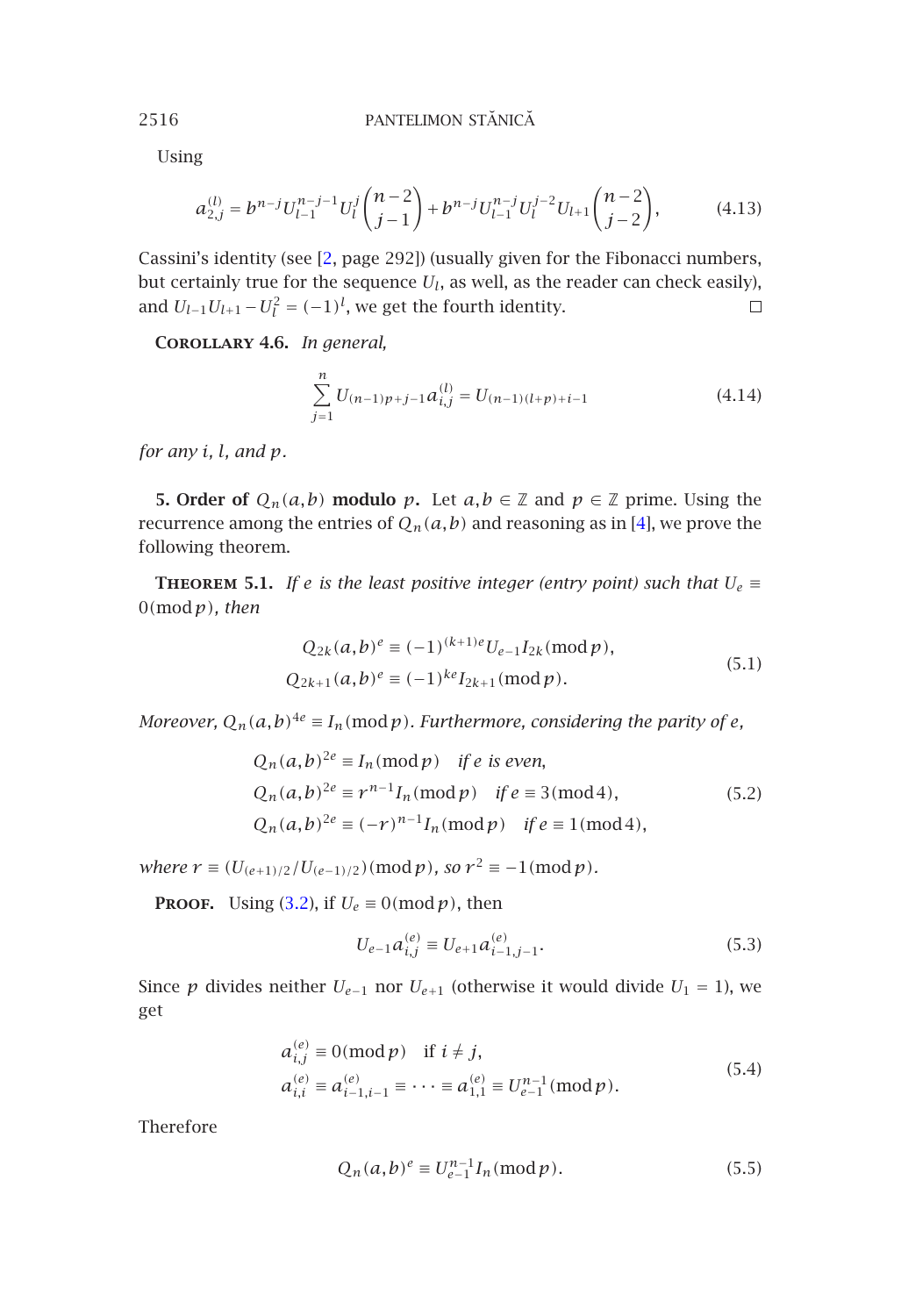Using

$$a_{2,j}^{(l)} = b^{n-j} U_{l-1}^{n-j-1} U_l^j \binom{n-2}{j-1} + b^{n-j} U_{l-1}^{n-j} U_l^{j-2} U_{l+1} \binom{n-2}{j-2}, \tag{4.13}$$

Cassini's identity (see [2, page 292]) (usually given for the Fibonacci numbers, but certainly true for the sequence $U_l$, as well, as the reader can check easily), and $U_{l-1}U_{l+1} - U_l^2 = (-1)^l$, we get the fourth identity. □

**Corollary 4.6.** *In general,*

$$\sum_{j=1}^{n} U_{(n-1)p+j-1} a_{i,j}^{(l)} = U_{(n-1)(l+p)+i-1} \tag{4.14}$$

*for any $i$, $l$, and $p$.*

**5. Order of $Q_n(a,b)$ modulo $p$.** Let $a, b \in \mathbb{Z}$ and $p \in \mathbb{Z}$ prime. Using the recurrence among the entries of $Q_n(a,b)$ and reasoning as in [4], we prove the following theorem.

**Theorem 5.1.** *If $e$ is the least positive integer (entry point) such that $U_e \equiv 0 \pmod p$, then*

$$\begin{aligned} Q_{2k}(a,b)^e &\equiv (-1)^{(k+1)e} U_{e-1} I_{2k} \pmod p, \\ Q_{2k+1}(a,b)^e &\equiv (-1)^{ke} I_{2k+1} \pmod p. \end{aligned} \tag{5.1}$$

*Moreover, $Q_n(a,b)^{4e} \equiv I_n \pmod p$. Furthermore, considering the parity of $e$,*

$$\begin{aligned} Q_n(a,b)^{2e} &\equiv I_n \pmod p \quad \text{if } e \text{ is even}, \\ Q_n(a,b)^{2e} &\equiv r^{n-1} I_n \pmod p \quad \text{if } e \equiv 3 \pmod 4, \\ Q_n(a,b)^{2e} &\equiv (-r)^{n-1} I_n \pmod p \quad \text{if } e \equiv 1 \pmod 4, \end{aligned} \tag{5.2}$$

*where $r \equiv (U_{(e+1)/2}/U_{(e-1)/2}) \pmod p$, so $r^2 \equiv -1 \pmod p$.*

**Proof.** Using (3.2), if $U_e \equiv 0 \pmod p$, then

$$U_{e-1} a_{i,j}^{(e)} \equiv U_{e+1} a_{i-1,j-1}^{(e)}. \tag{5.3}$$

Since $p$ divides neither $U_{e-1}$ nor $U_{e+1}$ (otherwise it would divide $U_1 = 1$), we get

$$\begin{aligned} a_{i,j}^{(e)} &\equiv 0 \pmod p \quad \text{if } i \neq j, \\ a_{i,i}^{(e)} &\equiv a_{i-1,i-1}^{(e)} \equiv \cdots \equiv a_{1,1}^{(e)} \equiv U_{e-1}^{n-1} \pmod p. \end{aligned} \tag{5.4}$$

Therefore

$$Q_n(a,b)^e \equiv U_{e-1}^{n-1} I_n \pmod p. \tag{5.5}$$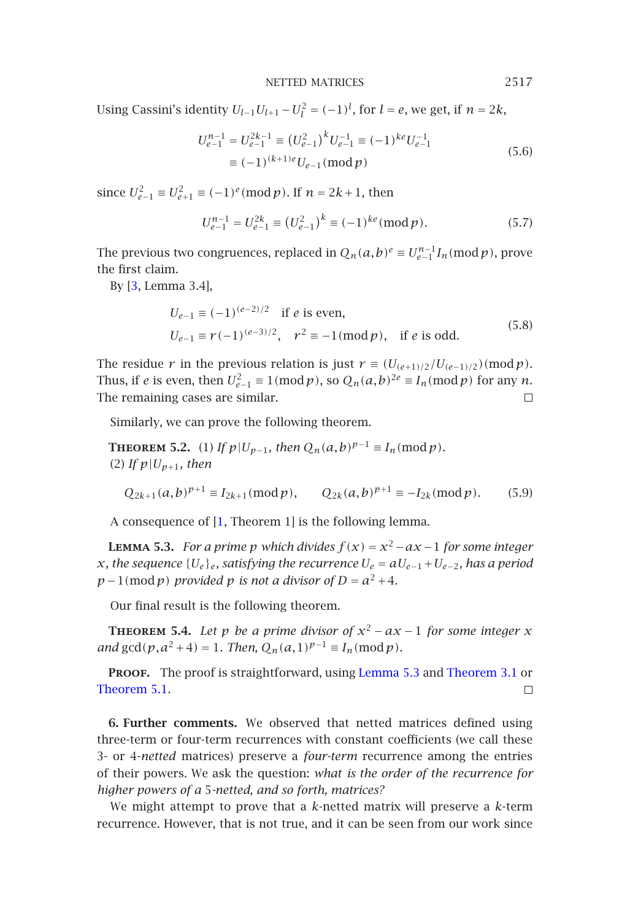Using Cassini's identity $U_{l-1}U_{l+1} - U_l^2 = (-1)^l$, for $l = e$, we get, if $n = 2k$,

$$
\begin{aligned}
U_{e-1}^{n-1} = U_{e-1}^{2k-1} &\equiv (U_{e-1}^2)^k U_{e-1}^{-1} \equiv (-1)^{ke} U_{e-1}^{-1} \\
&\equiv (-1)^{(k+1)e} U_{e-1} \pmod p
\end{aligned}
\tag{5.6}
$$

since $U_{e-1}^2 \equiv U_{e+1}^2 \equiv (-1)^e \pmod p$. If $n = 2k+1$, then

$$
U_{e-1}^{n-1} = U_{e-1}^{2k} \equiv (U_{e-1}^2)^k \equiv (-1)^{ke} \pmod p. \tag{5.7}
$$

The previous two congruences, replaced in $Q_n(a,b)^e \equiv U_{e-1}^{n-1} I_n \pmod p$, prove the first claim.

By [3, Lemma 3.4],

$$
\begin{aligned}
&U_{e-1} \equiv (-1)^{(e-2)/2} \quad \text{if } e \text{ is even}, \\
&U_{e-1} \equiv r(-1)^{(e-3)/2}, \quad r^2 \equiv -1 \pmod p, \quad \text{if } e \text{ is odd}.
\end{aligned}
\tag{5.8}
$$

The residue $r$ in the previous relation is just $r \equiv (U_{(e+1)/2}/U_{(e-1)/2}) \pmod p$. Thus, if $e$ is even, then $U_{e-1}^2 \equiv 1 \pmod p$, so $Q_n(a,b)^{2e} \equiv I_n \pmod p$ for any $n$. The remaining cases are similar. $\square$

Similarly, we can prove the following theorem.

**Theorem 5.2.** *(1) If $p \mid U_{p-1}$, then $Q_n(a,b)^{p-1} \equiv I_n \pmod p$.*
*(2) If $p \mid U_{p+1}$, then*

$$
Q_{2k+1}(a,b)^{p+1} \equiv I_{2k+1} \pmod p, \qquad Q_{2k}(a,b)^{p+1} \equiv -I_{2k} \pmod p. \tag{5.9}
$$

A consequence of [1, Theorem 1] is the following lemma.

**Lemma 5.3.** *For a prime $p$ which divides $f(x) = x^2 - ax - 1$ for some integer $x$, the sequence $\{U_e\}_e$, satisfying the recurrence $U_e = aU_{e-1} + U_{e-2}$, has a period $p-1 \pmod p$ provided $p$ is not a divisor of $D = a^2 + 4$.*

Our final result is the following theorem.

**Theorem 5.4.** *Let $p$ be a prime divisor of $x^2 - ax - 1$ for some integer $x$ and $\gcd(p, a^2+4) = 1$. Then, $Q_n(a,1)^{p-1} \equiv I_n \pmod p$.*

**Proof.** The proof is straightforward, using Lemma 5.3 and Theorem 3.1 or Theorem 5.1. $\square$

**6. Further comments.** We observed that netted matrices defined using three-term or four-term recurrences with constant coefficients (we call these 3- or 4-*netted* matrices) preserve a *four-term* recurrence among the entries of their powers. We ask the question: *what is the order of the recurrence for higher powers of a* 5*-netted, and so forth, matrices?*

We might attempt to prove that a $k$-netted matrix will preserve a $k$-term recurrence. However, that is not true, and it can be seen from our work since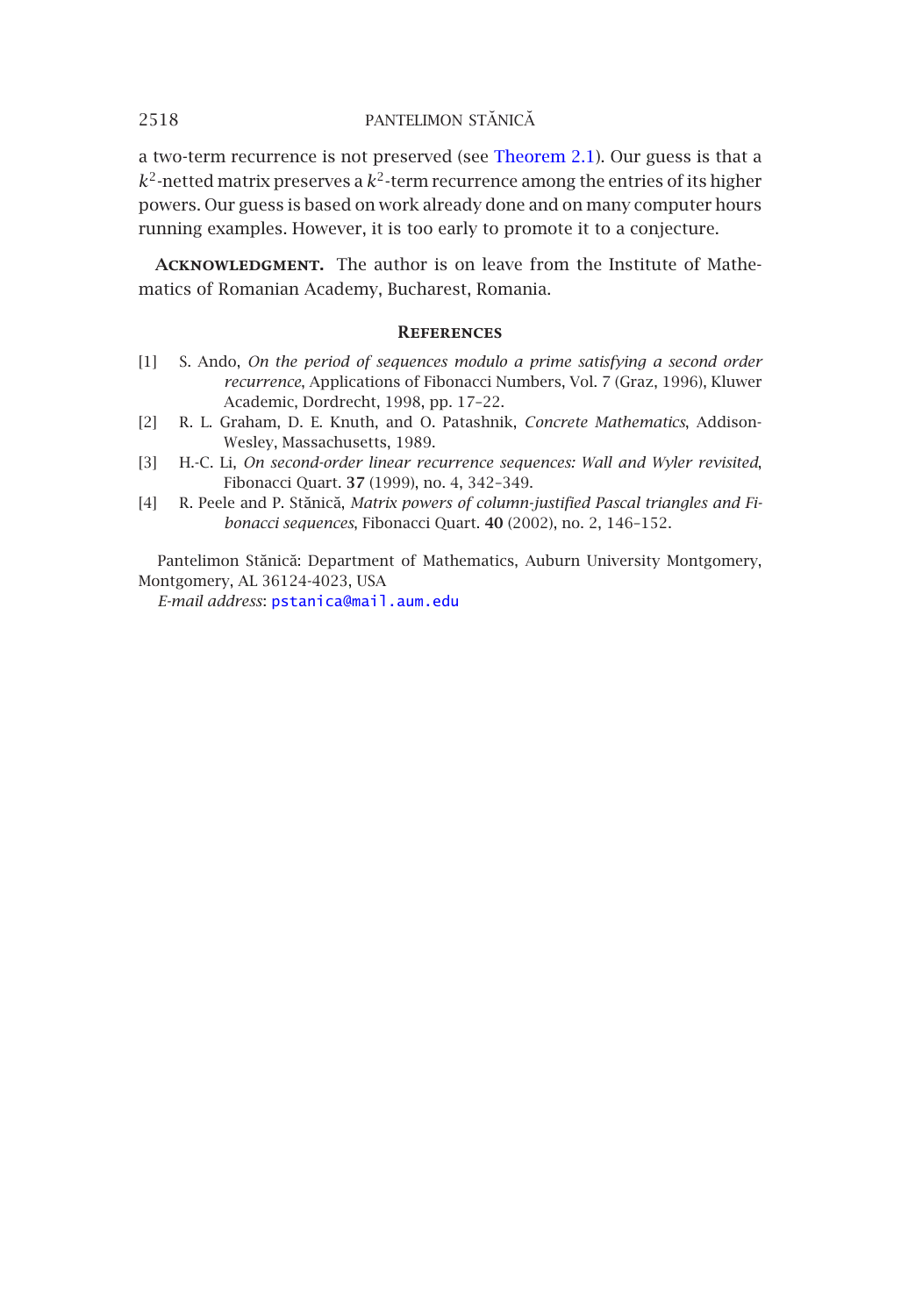a two-term recurrence is not preserved (see Theorem 2.1). Our guess is that a $k^2$-netted matrix preserves a $k^2$-term recurrence among the entries of its higher powers. Our guess is based on work already done and on many computer hours running examples. However, it is too early to promote it to a conjecture.

**Acknowledgment.** The author is on leave from the Institute of Mathematics of Romanian Academy, Bucharest, Romania.

## References

[1] S. Ando, *On the period of sequences modulo a prime satisfying a second order recurrence*, Applications of Fibonacci Numbers, Vol. 7 (Graz, 1996), Kluwer Academic, Dordrecht, 1998, pp. 17–22.

[2] R. L. Graham, D. E. Knuth, and O. Patashnik, *Concrete Mathematics*, Addison-Wesley, Massachusetts, 1989.

[3] H.-C. Li, *On second-order linear recurrence sequences: Wall and Wyler revisited*, Fibonacci Quart. **37** (1999), no. 4, 342–349.

[4] R. Peele and P. Stănică, *Matrix powers of column-justified Pascal triangles and Fibonacci sequences*, Fibonacci Quart. **40** (2002), no. 2, 146–152.

Pantelimon Stănică: Department of Mathematics, Auburn University Montgomery, Montgomery, AL 36124-4023, USA

*E-mail address*: pstanica@mail.aum.edu